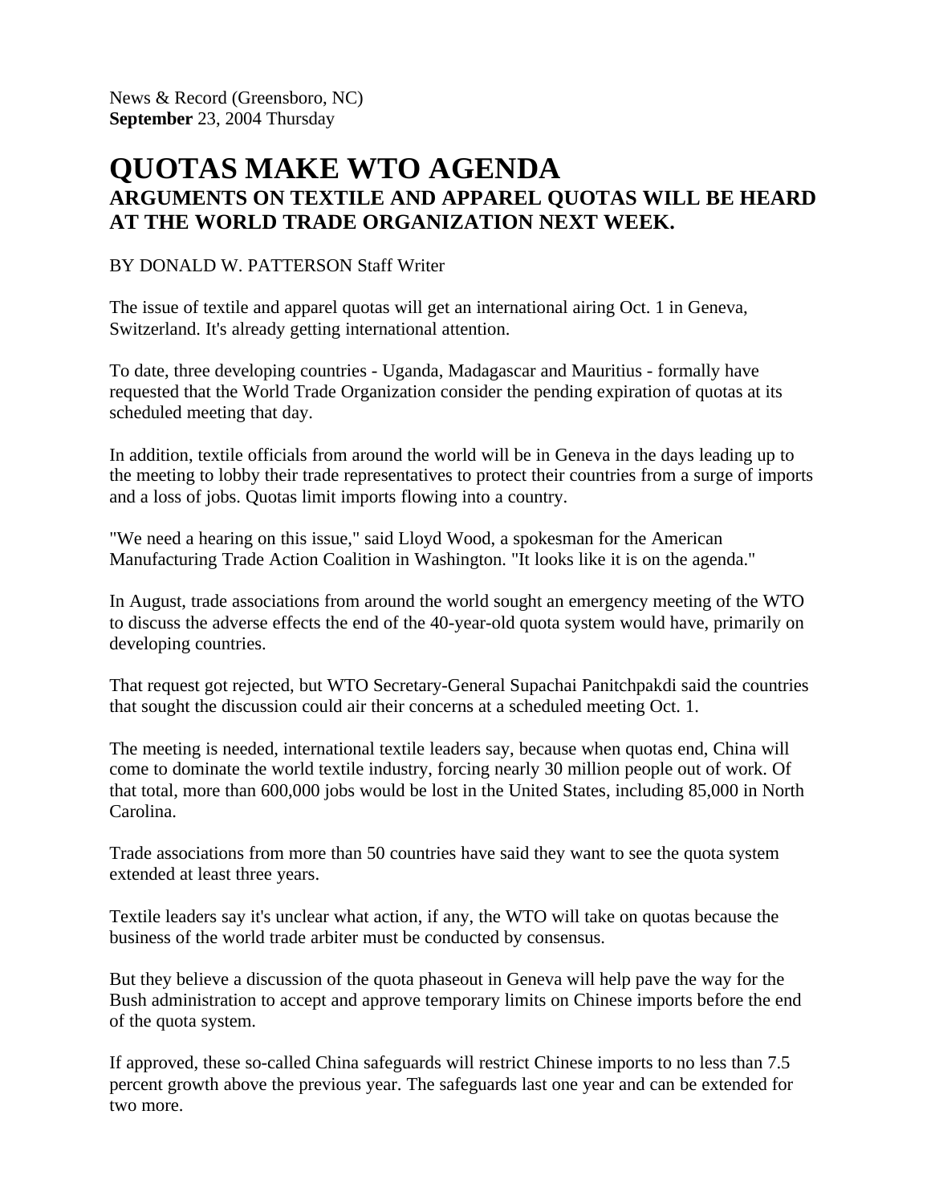News & Record (Greensboro, NC)
**September** 23, 2004 Thursday

# QUOTAS MAKE WTO AGENDA

## ARGUMENTS ON TEXTILE AND APPAREL QUOTAS WILL BE HEARD AT THE WORLD TRADE ORGANIZATION NEXT WEEK.

BY DONALD W. PATTERSON Staff Writer

The issue of textile and apparel quotas will get an international airing Oct. 1 in Geneva, Switzerland. It's already getting international attention.

To date, three developing countries - Uganda, Madagascar and Mauritius - formally have requested that the World Trade Organization consider the pending expiration of quotas at its scheduled meeting that day.

In addition, textile officials from around the world will be in Geneva in the days leading up to the meeting to lobby their trade representatives to protect their countries from a surge of imports and a loss of jobs. Quotas limit imports flowing into a country.

"We need a hearing on this issue," said Lloyd Wood, a spokesman for the American Manufacturing Trade Action Coalition in Washington. "It looks like it is on the agenda."

In August, trade associations from around the world sought an emergency meeting of the WTO to discuss the adverse effects the end of the 40-year-old quota system would have, primarily on developing countries.

That request got rejected, but WTO Secretary-General Supachai Panitchpakdi said the countries that sought the discussion could air their concerns at a scheduled meeting Oct. 1.

The meeting is needed, international textile leaders say, because when quotas end, China will come to dominate the world textile industry, forcing nearly 30 million people out of work. Of that total, more than 600,000 jobs would be lost in the United States, including 85,000 in North Carolina.

Trade associations from more than 50 countries have said they want to see the quota system extended at least three years.

Textile leaders say it's unclear what action, if any, the WTO will take on quotas because the business of the world trade arbiter must be conducted by consensus.

But they believe a discussion of the quota phaseout in Geneva will help pave the way for the Bush administration to accept and approve temporary limits on Chinese imports before the end of the quota system.

If approved, these so-called China safeguards will restrict Chinese imports to no less than 7.5 percent growth above the previous year. The safeguards last one year and can be extended for two more.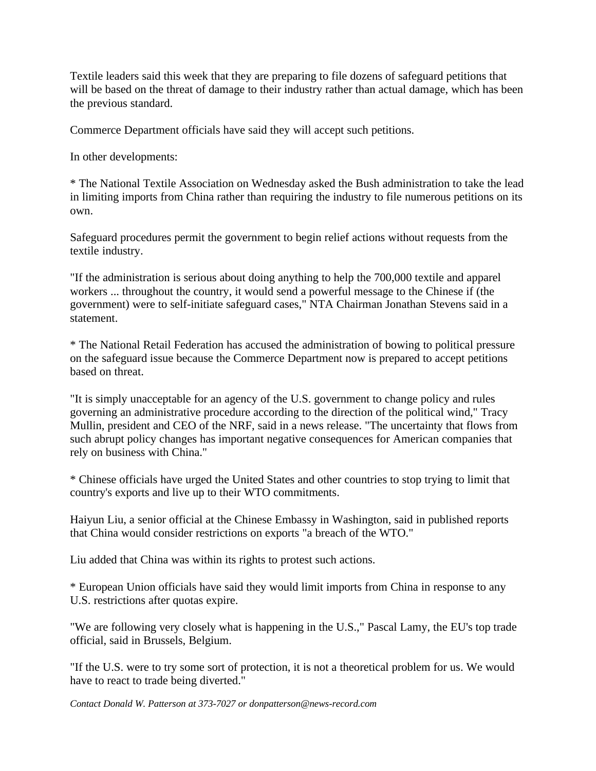Textile leaders said this week that they are preparing to file dozens of safeguard petitions that will be based on the threat of damage to their industry rather than actual damage, which has been the previous standard.

Commerce Department officials have said they will accept such petitions.

In other developments:

* The National Textile Association on Wednesday asked the Bush administration to take the lead in limiting imports from China rather than requiring the industry to file numerous petitions on its own.

Safeguard procedures permit the government to begin relief actions without requests from the textile industry.

"If the administration is serious about doing anything to help the 700,000 textile and apparel workers ... throughout the country, it would send a powerful message to the Chinese if (the government) were to self-initiate safeguard cases," NTA Chairman Jonathan Stevens said in a statement.

* The National Retail Federation has accused the administration of bowing to political pressure on the safeguard issue because the Commerce Department now is prepared to accept petitions based on threat.

"It is simply unacceptable for an agency of the U.S. government to change policy and rules governing an administrative procedure according to the direction of the political wind," Tracy Mullin, president and CEO of the NRF, said in a news release. "The uncertainty that flows from such abrupt policy changes has important negative consequences for American companies that rely on business with China."

* Chinese officials have urged the United States and other countries to stop trying to limit that country's exports and live up to their WTO commitments.

Haiyun Liu, a senior official at the Chinese Embassy in Washington, said in published reports that China would consider restrictions on exports "a breach of the WTO."

Liu added that China was within its rights to protest such actions.

* European Union officials have said they would limit imports from China in response to any U.S. restrictions after quotas expire.

"We are following very closely what is happening in the U.S.," Pascal Lamy, the EU's top trade official, said in Brussels, Belgium.

"If the U.S. were to try some sort of protection, it is not a theoretical problem for us. We would have to react to trade being diverted."

*Contact Donald W. Patterson at 373-7027 or donpatterson@news-record.com*